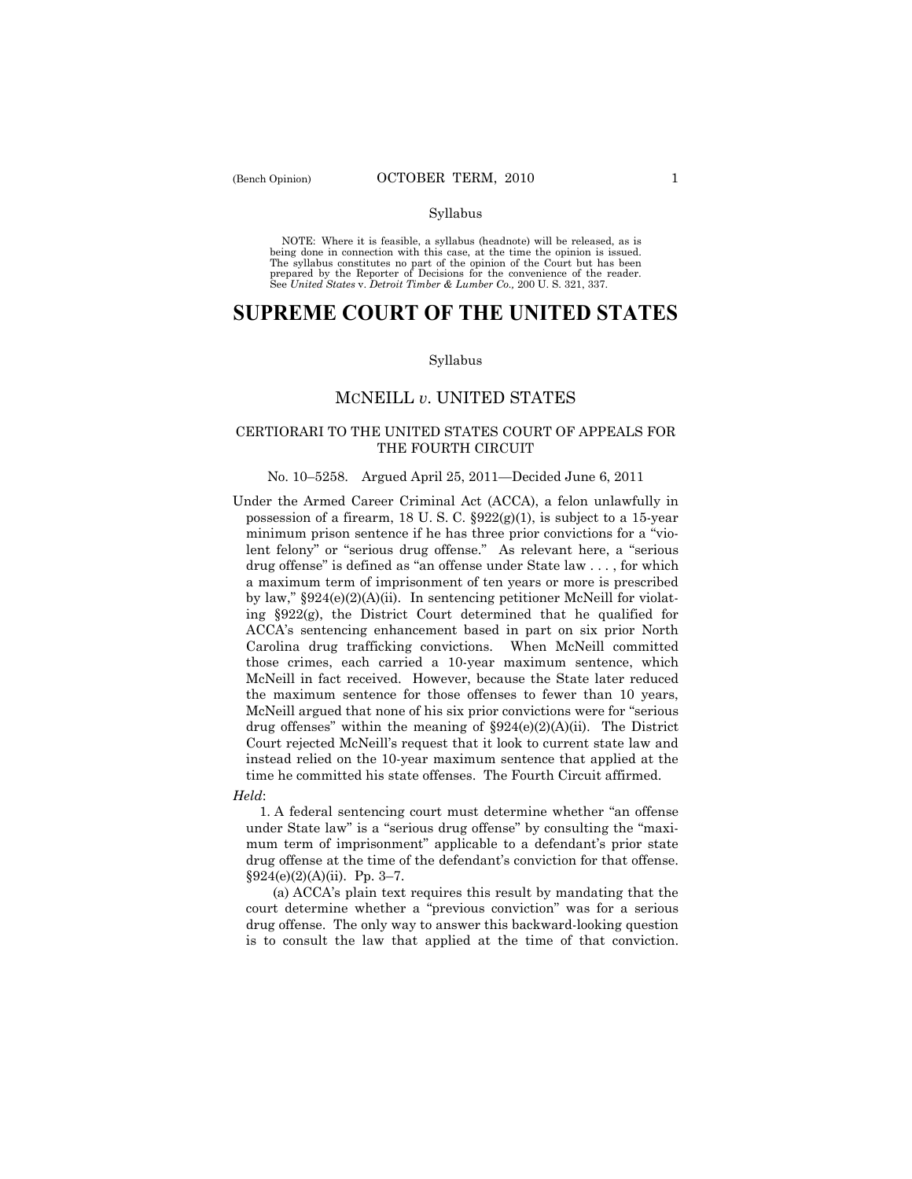Syllabus

NOTE: Where it is feasible, a syllabus (headnote) will be released, as is being done in connection with this case, at the time the opinion is issued. The syllabus constitutes no part of the opinion of the Court but has been prepared by the Reporter of Decisions for the convenience of the reader. See *United States* v. *Detroit Timber & Lumber Co.,* 200 U. S. 321, 337.

# SUPREME COURT OF THE UNITED STATES

Syllabus

## MCNEILL *v*. UNITED STATES

### CERTIORARI TO THE UNITED STATES COURT OF APPEALS FOR THE FOURTH CIRCUIT

No. 10–5258. Argued April 25, 2011—Decided June 6, 2011

Under the Armed Career Criminal Act (ACCA), a felon unlawfully in possession of a firearm, 18 U. S. C. §922(g)(1), is subject to a 15-year minimum prison sentence if he has three prior convictions for a "violent felony" or "serious drug offense." As relevant here, a "serious drug offense" is defined as "an offense under State law . . . , for which a maximum term of imprisonment of ten years or more is prescribed by law," §924(e)(2)(A)(ii). In sentencing petitioner McNeill for violating §922(g), the District Court determined that he qualified for ACCA's sentencing enhancement based in part on six prior North Carolina drug trafficking convictions. When McNeill committed those crimes, each carried a 10-year maximum sentence, which McNeill in fact received. However, because the State later reduced the maximum sentence for those offenses to fewer than 10 years, McNeill argued that none of his six prior convictions were for "serious drug offenses" within the meaning of §924(e)(2)(A)(ii). The District Court rejected McNeill's request that it look to current state law and instead relied on the 10-year maximum sentence that applied at the time he committed his state offenses. The Fourth Circuit affirmed.

*Held*:

1. A federal sentencing court must determine whether "an offense under State law" is a "serious drug offense" by consulting the "maximum term of imprisonment" applicable to a defendant's prior state drug offense at the time of the defendant's conviction for that offense. §924(e)(2)(A)(ii). Pp. 3–7.

(a) ACCA's plain text requires this result by mandating that the court determine whether a "previous conviction" was for a serious drug offense. The only way to answer this backward-looking question is to consult the law that applied at the time of that conviction.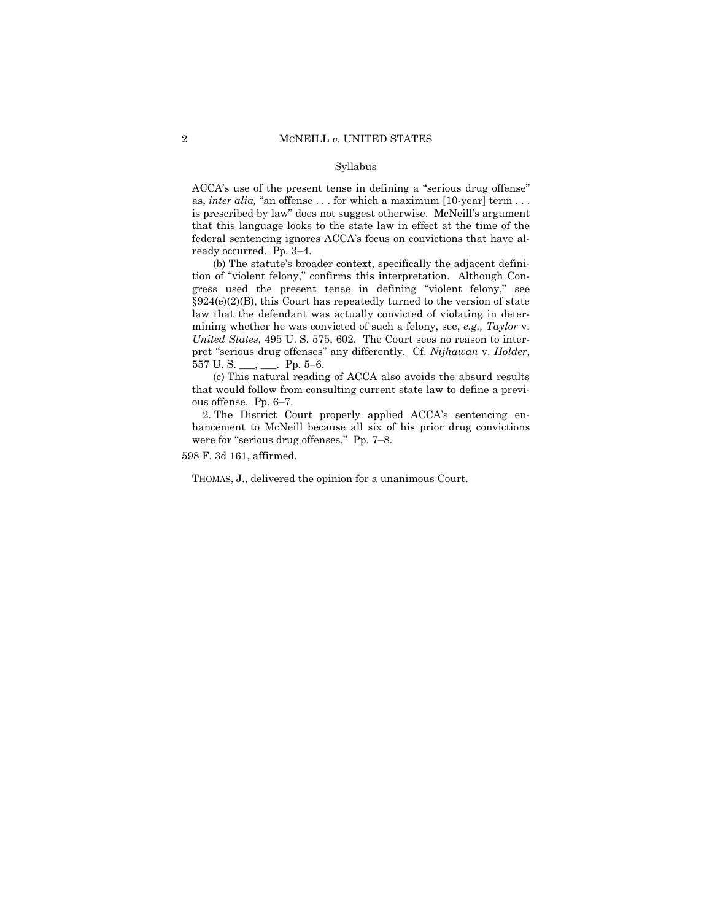Syllabus

ACCA's use of the present tense in defining a "serious drug offense" as, *inter alia,* "an offense . . . for which a maximum [10-year] term . . . is prescribed by law" does not suggest otherwise. McNeill's argument that this language looks to the state law in effect at the time of the federal sentencing ignores ACCA's focus on convictions that have already occurred. Pp. 3–4.

(b) The statute's broader context, specifically the adjacent definition of "violent felony," confirms this interpretation. Although Congress used the present tense in defining "violent felony," see §924(e)(2)(B), this Court has repeatedly turned to the version of state law that the defendant was actually convicted of violating in determining whether he was convicted of such a felony, see, *e.g., Taylor* v. *United States*, 495 U. S. 575, 602. The Court sees no reason to interpret "serious drug offenses" any differently. Cf. *Nijhawan* v. *Holder*, 557 U. S. ___, ___. Pp. 5–6.

(c) This natural reading of ACCA also avoids the absurd results that would follow from consulting current state law to define a previous offense. Pp. 6–7.

2. The District Court properly applied ACCA's sentencing enhancement to McNeill because all six of his prior drug convictions were for "serious drug offenses." Pp. 7–8.

598 F. 3d 161, affirmed.

THOMAS, J., delivered the opinion for a unanimous Court.